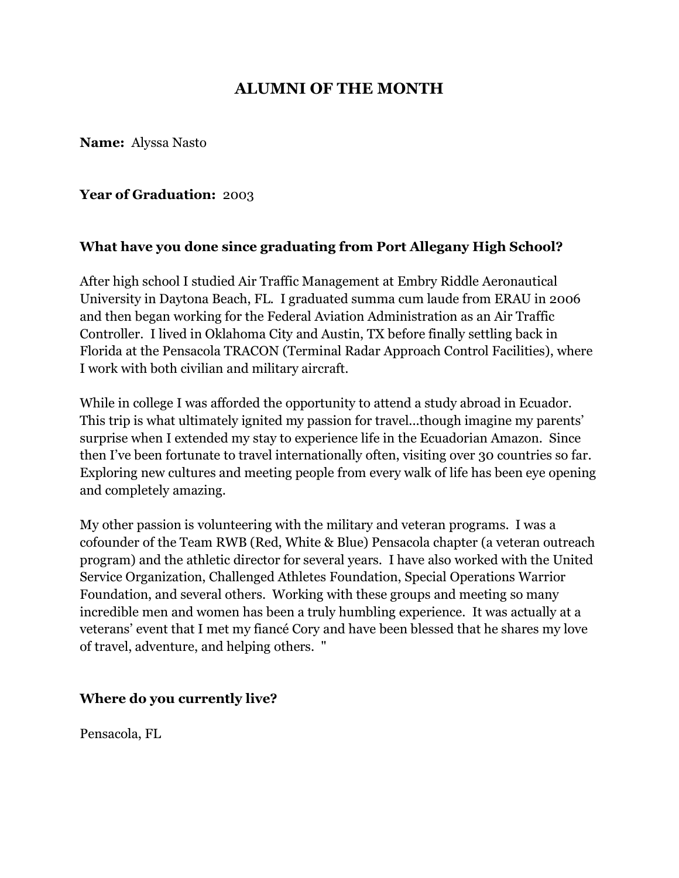# ALUMNI OF THE MONTH

**Name:** Alyssa Nasto

**Year of Graduation:** 2003

**What have you done since graduating from Port Allegany High School?**

After high school I studied Air Traffic Management at Embry Riddle Aeronautical University in Daytona Beach, FL. I graduated summa cum laude from ERAU in 2006 and then began working for the Federal Aviation Administration as an Air Traffic Controller. I lived in Oklahoma City and Austin, TX before finally settling back in Florida at the Pensacola TRACON (Terminal Radar Approach Control Facilities), where I work with both civilian and military aircraft.

While in college I was afforded the opportunity to attend a study abroad in Ecuador. This trip is what ultimately ignited my passion for travel…though imagine my parents' surprise when I extended my stay to experience life in the Ecuadorian Amazon. Since then I've been fortunate to travel internationally often, visiting over 30 countries so far. Exploring new cultures and meeting people from every walk of life has been eye opening and completely amazing.

My other passion is volunteering with the military and veteran programs. I was a cofounder of the Team RWB (Red, White & Blue) Pensacola chapter (a veteran outreach program) and the athletic director for several years. I have also worked with the United Service Organization, Challenged Athletes Foundation, Special Operations Warrior Foundation, and several others. Working with these groups and meeting so many incredible men and women has been a truly humbling experience. It was actually at a veterans' event that I met my fiancé Cory and have been blessed that he shares my love of travel, adventure, and helping others. "

**Where do you currently live?**

Pensacola, FL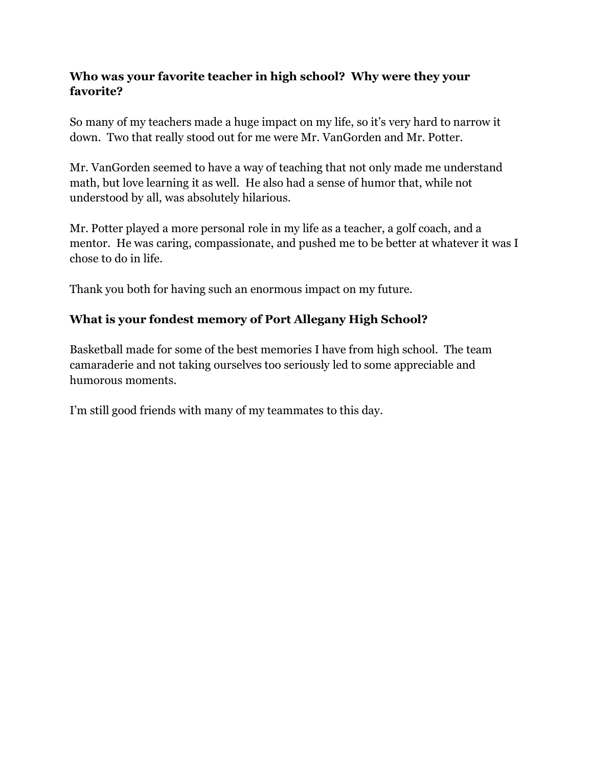**Who was your favorite teacher in high school? Why were they your favorite?**

So many of my teachers made a huge impact on my life, so it's very hard to narrow it down. Two that really stood out for me were Mr. VanGorden and Mr. Potter.

Mr. VanGorden seemed to have a way of teaching that not only made me understand math, but love learning it as well. He also had a sense of humor that, while not understood by all, was absolutely hilarious.

Mr. Potter played a more personal role in my life as a teacher, a golf coach, and a mentor. He was caring, compassionate, and pushed me to be better at whatever it was I chose to do in life.

Thank you both for having such an enormous impact on my future.

**What is your fondest memory of Port Allegany High School?**

Basketball made for some of the best memories I have from high school. The team camaraderie and not taking ourselves too seriously led to some appreciable and humorous moments.

I'm still good friends with many of my teammates to this day.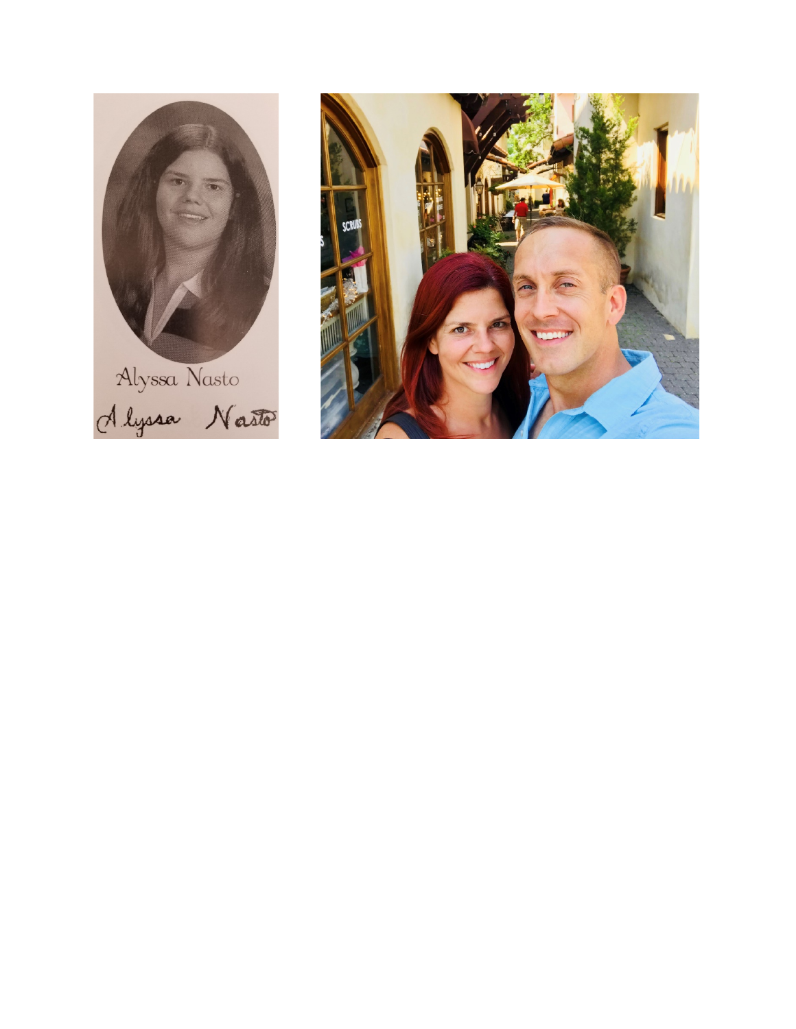Alyssa Nasto

Alyssa Nasto